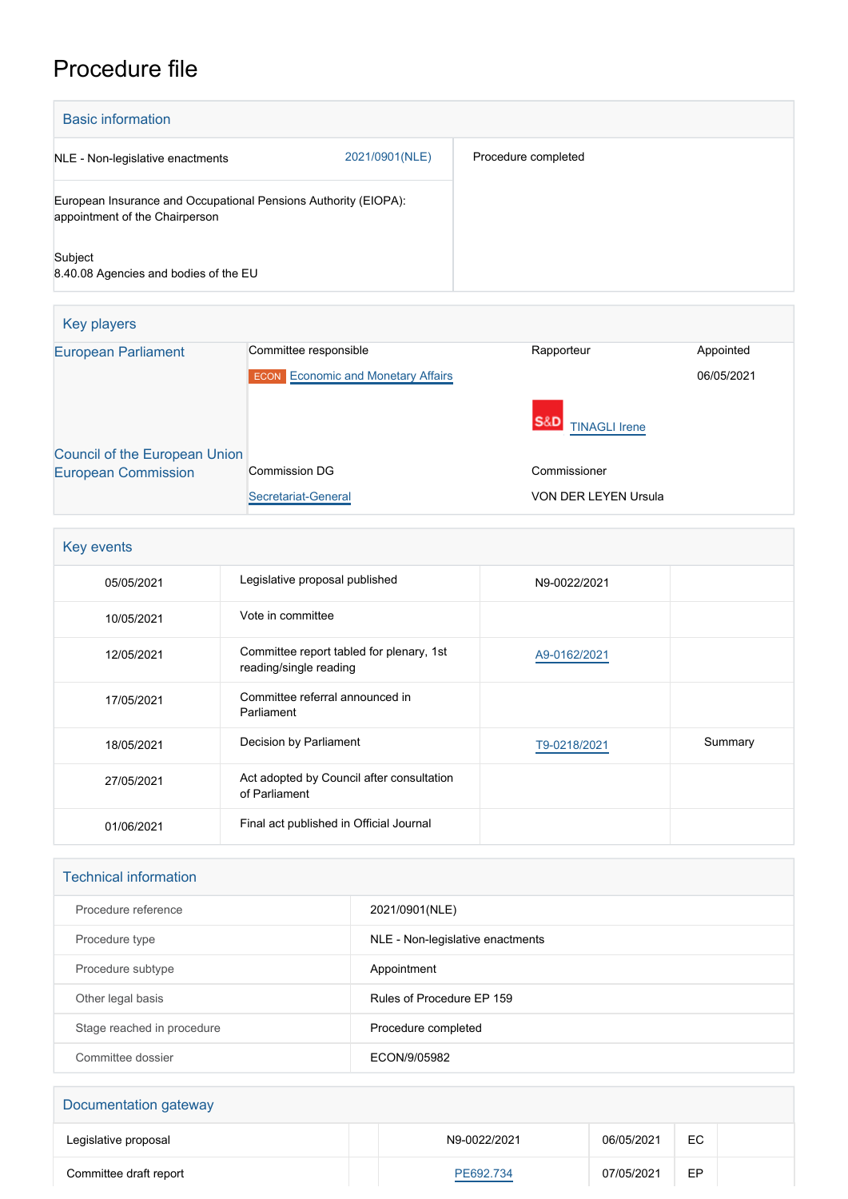# Procedure file

## Basic information

| | | |
|---|---|---|
| NLE - Non-legislative enactments | 2021/0901(NLE) | Procedure completed |
| European Insurance and Occupational Pensions Authority (EIOPA): appointment of the Chairperson | | |
| Subject<br>8.40.08 Agencies and bodies of the EU | | |

## Key players

| | | | |
|---|---|---|---|
| European Parliament | Committee responsible | Rapporteur | Appointed |
| | ECON Economic and Monetary Affairs | | 06/05/2021 |
| | | S&D TINAGLI Irene | |
| Council of the European Union | | | |
| European Commission | Commission DG | Commissioner | |
| | Secretariat-General | VON DER LEYEN Ursula | |

## Key events

| | | | |
|---|---|---|---|
| 05/05/2021 | Legislative proposal published | N9-0022/2021 | |
| 10/05/2021 | Vote in committee | | |
| 12/05/2021 | Committee report tabled for plenary, 1st reading/single reading | A9-0162/2021 | |
| 17/05/2021 | Committee referral announced in Parliament | | |
| 18/05/2021 | Decision by Parliament | T9-0218/2021 | Summary |
| 27/05/2021 | Act adopted by Council after consultation of Parliament | | |
| 01/06/2021 | Final act published in Official Journal | | |

## Technical information

| | |
|---|---|
| Procedure reference | 2021/0901(NLE) |
| Procedure type | NLE - Non-legislative enactments |
| Procedure subtype | Appointment |
| Other legal basis | Rules of Procedure EP 159 |
| Stage reached in procedure | Procedure completed |
| Committee dossier | ECON/9/05982 |

## Documentation gateway

| | | | | | |
|---|---|---|---|---|---|
| Legislative proposal | | N9-0022/2021 | 06/05/2021 | EC | |
| Committee draft report | | PE692.734 | 07/05/2021 | EP | |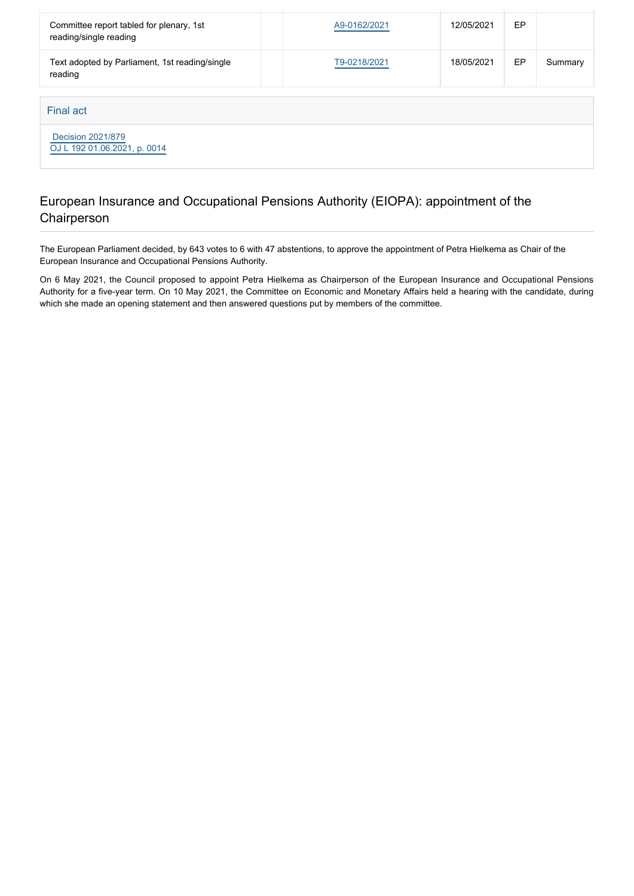| | | | | | |
|---|---|---|---|---|---|
| Committee report tabled for plenary, 1st reading/single reading | | A9-0162/2021 | 12/05/2021 | EP | |
| Text adopted by Parliament, 1st reading/single reading | | T9-0218/2021 | 18/05/2021 | EP | Summary |

### Final act

Decision 2021/879
OJ L 192 01.06.2021, p. 0014

## European Insurance and Occupational Pensions Authority (EIOPA): appointment of the Chairperson

The European Parliament decided, by 643 votes to 6 with 47 abstentions, to approve the appointment of Petra Hielkema as Chair of the European Insurance and Occupational Pensions Authority.

On 6 May 2021, the Council proposed to appoint Petra Hielkema as Chairperson of the European Insurance and Occupational Pensions Authority for a five-year term. On 10 May 2021, the Committee on Economic and Monetary Affairs held a hearing with the candidate, during which she made an opening statement and then answered questions put by members of the committee.